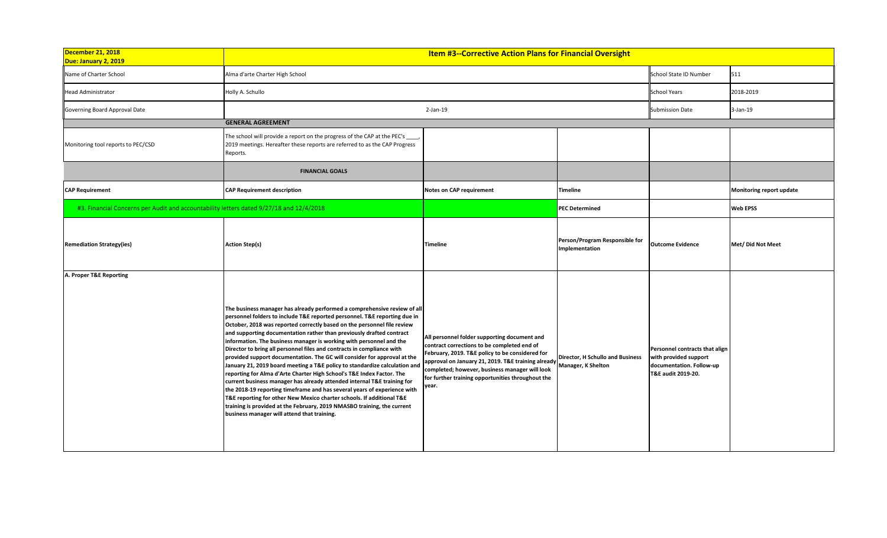| December 21, 2018<br>Due: January 2, 2019 | Item #3--Corrective Action Plans for Financial Oversight | | | | |
|---|---|---|---|---|---|
| Name of Charter School | Alma d'arte Charter High School | | | School State ID Number | 511 |
| Head Administrator | Holly A. Schullo | | | School Years | 2018-2019 |
| Governing Board Approval Date | 2-Jan-19 | | | Submission Date | 3-Jan-19 |
| | **GENERAL AGREEMENT** | | | | |
| Monitoring tool reports to PEC/CSD | The school will provide a report on the progress of the CAP at the PEC's ____, 2019 meetings. Hereafter these reports are referred to as the CAP Progress Reports. | | | | |
| | **FINANCIAL GOALS** | | | | |
| **CAP Requirement** | **CAP Requirement description** | **Notes on CAP requirement** | **Timeline** | | **Monitoring report update** |
| #3. Financial Concerns per Audit and accountability letters dated 9/27/18 and 12/4/2018 | | | **PEC Determined** | | **Web EPSS** |
| **Remediation Strategy(ies)** | **Action Step(s)** | **Timeline** | **Person/Program Responsible for Implementation** | **Outcome Evidence** | **Met/ Did Not Meet** |
| **A. Proper T&E Reporting** | **The business manager has already performed a comprehensive review of all personnel folders to include T&E reported personnel. T&E reporting due in October, 2018 was reported correctly based on the personnel file review and supporting documentation rather than previously drafted contract information. The business manager is working with personnel and the Director to bring all personnel files and contracts in compliance with provided support documentation. The GC will consider for approval at the January 21, 2019 board meeting a T&E policy to standardize calculation and reporting for Alma d'Arte Charter High School's T&E Index Factor. The current business manager has already attended internal T&E training for the 2018-19 reporting timeframe and has several years of experience with T&E reporting for other New Mexico charter schools. If additional T&E training is provided at the February, 2019 NMASBO training, the current business manager will attend that training.** | **All personnel folder supporting document and contract corrections to be completed end of February, 2019. T&E policy to be considered for approval on January 21, 2019. T&E training already completed; however, business manager will look for further training opportunities throughout the year.** | **Director, H Schullo and Business Manager, K Shelton** | **Personnel contracts that align with provided support documentation. Follow-up T&E audit 2019-20.** | |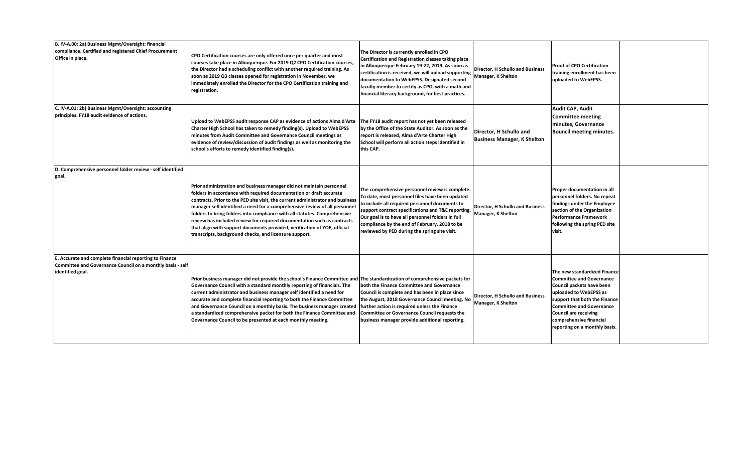| | | | | | |
|---|---|---|---|---|---|
| **B. IV-A.00: 2a) Business Mgmt/Oversight: financial compliance. Certified and registered Chief Procurement Office in place.** | **CPO Certification courses are only offered once per quarter and most courses take place in Albuquerque. For 2019 Q2 CPO Certification courses, the Director had a scheduling conflict with another required training. As soon as 2019 Q3 classes opened for registration in November, we immediately enrolled the Director for the CPO Certification training and registration.** | **The Director is currently enrolled in CPO Certification and Registration classes taking place in Albuquerque February 19-22, 2019. As soon as certification is received, we will upload supporting documentation to WebEPSS. Designated second faculty member to certify as CPO, with a math and financial literacy background, for best practices.** | **Director, H Schullo and Business Manager, K Shelton** | **Proof of CPO Certification training enrollment has been uploaded to WebEPSS.** | |
| **C. IV-A.01: 2b) Business Mgmt/Oversight: accounting principles. FY18 audit evidence of actions.** | **Upload to WebEPSS audit response CAP as evidence of actions Alma d'Arte Charter High School has taken to remedy finding(s). Upload to WebEPSS minutes from Audit Committee and Governance Council meetings as evidence of review/discussion of audit findings as well as monitoring the school's efforts to remedy identified finding(s).** | **The FY18 audit report has not yet been released by the Office of the State Auditor. As soon as the report is released, Alma d'Arte Charter High School will perform all action steps identified in this CAP.** | **Director, H Schullo and Business Manager, K Shelton** | **Audit CAP, Audit Committee meeting minutes, Governance Bouncil meeting minutes.** | |
| **D. Comprehensive personnel folder review - self identified goal.** | **Prior administration and business manager did not maintain personnel folders in accordance with required documentation or draft accurate contracts. Prior to the PED site visit, the current administrator and business manager self identified a need for a comprehensive review of all personnel folders to bring folders into compliance with all statutes. Comprehensive review has included review for required documentation such as contracts that align with support documents provided, verification of YOE, official transcripts, background checks, and licensure support.** | **The comprehensive personnel review is complete. To date, most personnel files have been updated to include all required personnel documents to support contract specifications and T&E reporting. Our goal is to have all personnel folders in full compliance by the end of February, 2018 to be reviewed by PED during the spring site visit.** | **Director, H Schullo and Business Manager, K Shelton** | **Proper documentation in all personnel folders. No repeat findings under the Employee section of the Organization Performance Framework following the spring PED site visit.** | |
| **E. Accurate and complete financial reporting to Finance Committee and Governance Council on a monthly basis - self identified goal.** | **Prior business manager did not provide the school's Finance Committee and Governance Council with a standard monthly reporting of financials. The current administrator and business manager self identified a need for accurate and complete financial reporting to both the Finance Committee and Governance Council on a monthly basis. The business manager created a standardized comprehensive packet for both the Finance Committee and Governance Council to be presented at each monthly meeting.** | **The standardization of comprehensive packets for both the Finance Committee and Governance Council is complete and has been in place since the August, 2018 Governance Council meeting. No further action is required unless the Finance Committee or Governance Council requests the business manager provide additional reporting.** | **Director, H Schullo and Business Manager, K Shelton** | **The new standardized Finance Committee and Governance Council packets have been uploaded to WebEPSS as support that both the Finance Committee and Governance Council are receiving comprehensive financial reporting on a monthly basis.** | |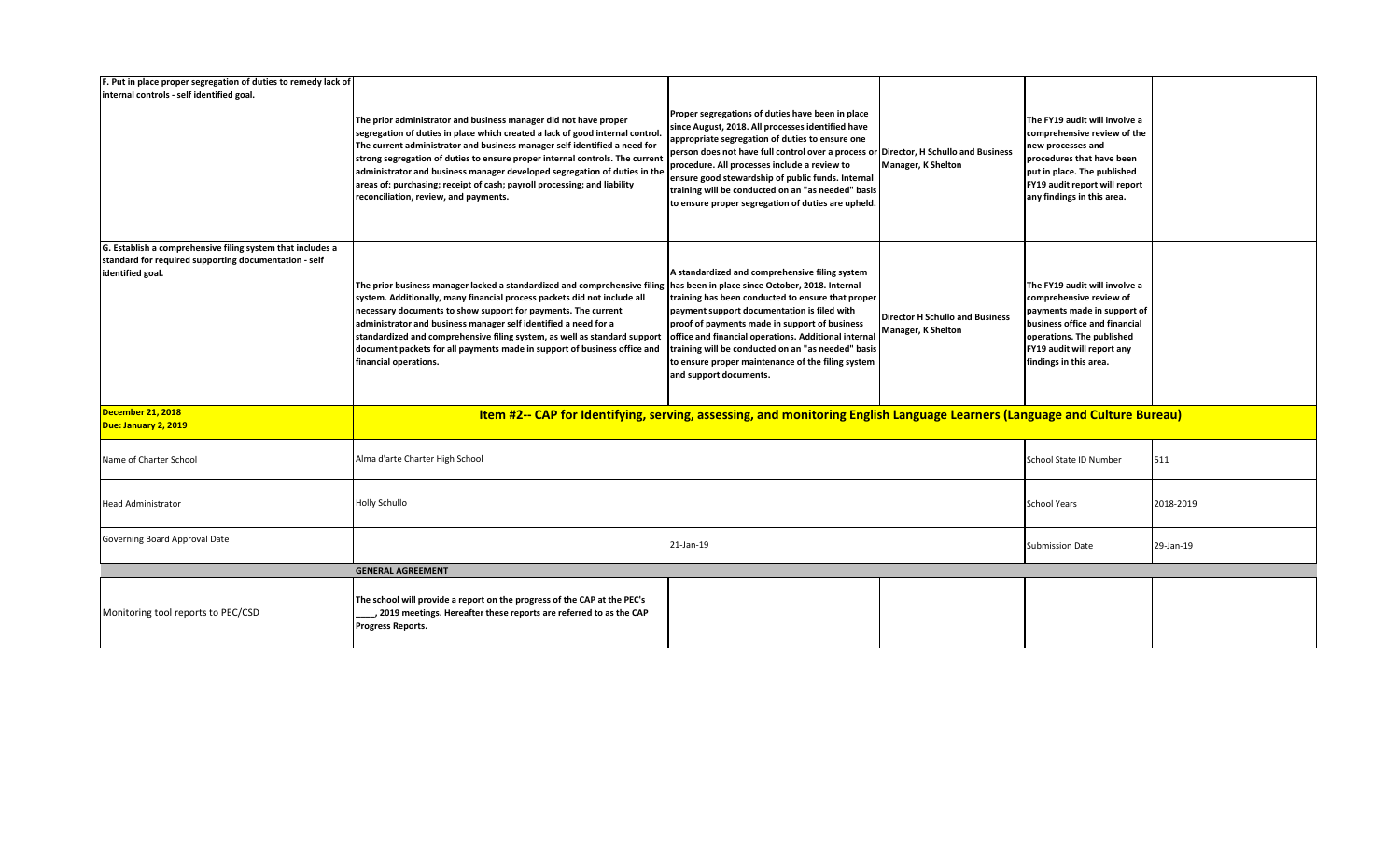| | | | | | |
|---|---|---|---|---|---|
| **F. Put in place proper segregation of duties to remedy lack of internal controls - self identified goal.** | **The prior administrator and business manager did not have proper segregation of duties in place which created a lack of good internal control. The current administrator and business manager self identified a need for strong segregation of duties to ensure proper internal controls. The current administrator and business manager developed segregation of duties in the areas of: purchasing; receipt of cash; payroll processing; and liability reconciliation, review, and payments.** | **Proper segregations of duties have been in place since August, 2018. All processes identified have appropriate segregation of duties to ensure one person does not have full control over a process or procedure. All processes include a review to ensure good stewardship of public funds. Internal training will be conducted on an "as needed" basis to ensure proper segregation of duties are upheld.** | **Director, H Schullo and Business Manager, K Shelton** | **The FY19 audit will involve a comprehensive review of the new processes and procedures that have been put in place. The published FY19 audit report will report any findings in this area.** | |
| **G. Establish a comprehensive filing system that includes a standard for required supporting documentation - self identified goal.** | **The prior business manager lacked a standardized and comprehensive filing system. Additionally, many financial process packets did not include all necessary documents to show support for payments. The current administrator and business manager self identified a need for a standardized and comprehensive filing system, as well as standard support document packets for all payments made in support of business office and financial operations.** | **A standardized and comprehensive filing system has been in place since October, 2018. Internal training has been conducted to ensure that proper payment support documentation is filed with proof of payments made in support of business office and financial operations. Additional internal training will be conducted on an "as needed" basis to ensure proper maintenance of the filing system and support documents.** | **Director H Schullo and Business Manager, K Shelton** | **The FY19 audit will involve a comprehensive review of payments made in support of business office and financial operations. The published FY19 audit report will report any findings in this area.** | |
| **December 21, 2018** **Due: January 2, 2019** | **Item #2-- CAP for Identifying, serving, assessing, and monitoring English Language Learners (Language and Culture Bureau)** | | | | |
| Name of Charter School | Alma d'arte Charter High School | | | School State ID Number | 511 |
| Head Administrator | Holly Schullo | | | School Years | 2018-2019 |
| Governing Board Approval Date | 21-Jan-19 | | | Submission Date | 29-Jan-19 |
| | **GENERAL AGREEMENT** | | | | |
| Monitoring tool reports to PEC/CSD | **The school will provide a report on the progress of the CAP at the PEC's ____, 2019 meetings. Hereafter these reports are referred to as the CAP Progress Reports.** | | | | |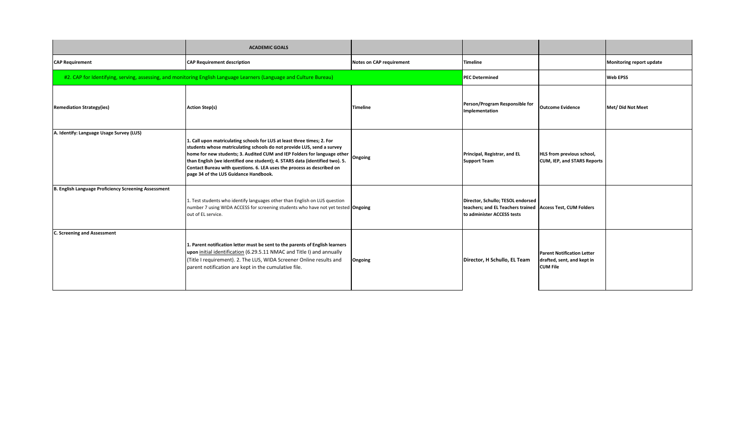|  | **ACADEMIC GOALS** |  |  |  |  |
|---|---|---|---|---|---|
| **CAP Requirement** | **CAP Requirement description** | **Notes on CAP requirement** | **Timeline** |  | **Monitoring report update** |
| #2. CAP for Identifying, serving, assessing, and monitoring English Language Learners (Language and Culture Bureau) |  |  | **PEC Determined** |  | **Web EPSS** |
| **Remediation Strategy(ies)** | **Action Step(s)** | **Timeline** | **Person/Program Responsible for Implementation** | **Outcome Evidence** | **Met/ Did Not Meet** |
| **A. Identify: Language Usage Survey (LUS)** | **1. Call upon matriculating schools for LUS at least three times; 2. For students whose matriculating schools do not provide LUS, send a survey home for new students; 3. Audited CUM and IEP Folders for language other than English (we identified one student); 4. STARS data (identified two). 5. Contact Bureau with questions. 6. LEA uses the process as described on page 34 of the LUS Guidance Handbook.** | **Ongoing** | **Principal, Registrar, and EL Support Team** | **HLS from previous school, CUM, IEP, and STARS Reports** |  |
| **B. English Language Proficiency Screening Assessment** | 1. Test students who identify languages other than English on LUS question number 7 using WIDA ACCESS for screening students who have not yet tested out of EL service. | **Ongoing** | **Director, Schullo; TESOL endorsed teachers; and EL Teachers trained to administer ACCESS tests** | **Access Test, CUM Folders** |  |
| **C. Screening and Assessment** | **1. Parent notification letter must be sent to the parents of English learners upon** initial identification (6.29.5.11 NMAC and Title I) and annually (Title I requirement). 2. The LUS, WIDA Screener Online results and parent notification are kept in the cumulative file. | **Ongoing** | **Director, H Schullo, EL Team** | **Parent Notification Letter drafted, sent, and kept in CUM File** |  |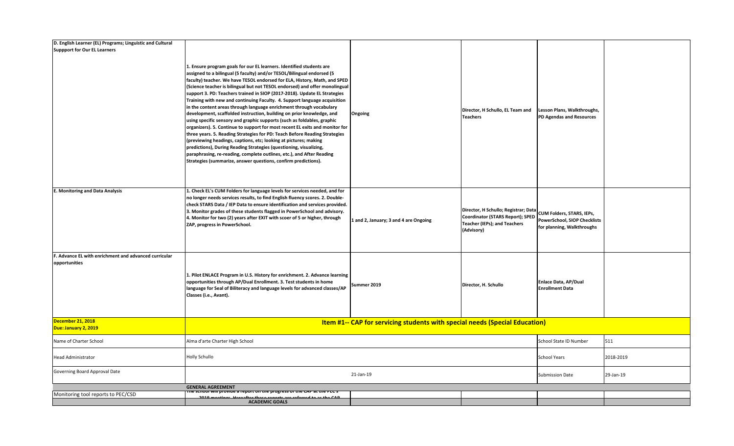| D. English Learner (EL) Programs; Linguistic and Cultural Suppport for Our EL Learners | 1. Ensure program goals for our EL learners. Identified students are assigned to a bilingual (5 faculty) and/or TESOL/Bilingual endorsed (5 faculty) teacher. We have TESOL endorsed for ELA, History, Math, and SPED (Science teacher is bilingual but not TESOL endorsed) and offer monolingual support 3. PD: Teachers trained in SIOP (2017-2018). Update EL Strategies Training with new and continuing Faculty. 4. Support language acquisition in the content areas through language enrichment through vocabulary development, scaffolded instruction, building on prior knowledge, and using specific sensory and graphic supports (such as foldables, graphic organizers). 5. Continue to support for most recent EL exits and monitor for three years. 5. Reading Strategies for PD: Teach Before Reading Strategies (previewing headings, captions, etc; looking at pictures; making predictions), During Reading Strategies (questioning, visualizing, paraphrasing, re-reading, complete outlines, etc.), and After Reading Strategies (summarize, answer questions, confirm predictions). | Ongoing | Director, H Schullo, EL Team and Teachers | Lesson Plans, Walkthroughs, PD Agendas and Resources | |
|---|---|---|---|---|---|
| E. Monitoring and Data Analysis | 1. Check EL's CUM Folders for language levels for services needed, and for no longer needs services results, to find English fluency scores. 2. Double-check STARS Data / IEP Data to ensure identification and services provided. 3. Monitor grades of these students flagged in PowerSchool and advisory. 4. Monitor for two (2) years after EXIT with scoer of 5 or higher, through ZAP, progress in PowerSchool. | 1 and 2, January; 3 and 4 are Ongoing | Director, H Schullo; Registrar; Data Coordinator (STARS Report); SPED Teacher (IEPs); and Teachers (Advisory) | CUM Folders, STARS, IEPs, PowerSchool, SIOP Checklists for planning, Walkthroughs | |
| F. Advance EL with enrichment and advanced curricular opportunities | 1. Pilot ENLACE Program in U.S. History for enrichment. 2. Advance learning opportunities through AP/Dual Enrollment. 3. Test students in home language for Seal of Biliteracy and language levels for advanced classes/AP Classes (i.e., Avant). | Summer 2019 | Director, H. Schullo | Enlace Data, AP/Dual Enrollment Data | |
| **December 21, 2018 Due: January 2, 2019** | **Item #1-- CAP for servicing students with special needs (Special Education)** | | | | |
| Name of Charter School | Alma d'arte Charter High School | | | School State ID Number | 511 |
| Head Administrator | Holly Schullo | | | School Years | 2018-2019 |
| Governing Board Approval Date | 21-Jan-19 | | | Submission Date | 29-Jan-19 |
| | **GENERAL AGREEMENT** | | | | |
| Monitoring tool reports to PEC/CSD | The school will provide a report on the progress of the CAP at the PEC's 2019 meetings. Hereafter these reports are referred to as the CAP | | | | |
| | **ACADEMIC GOALS** | | | | |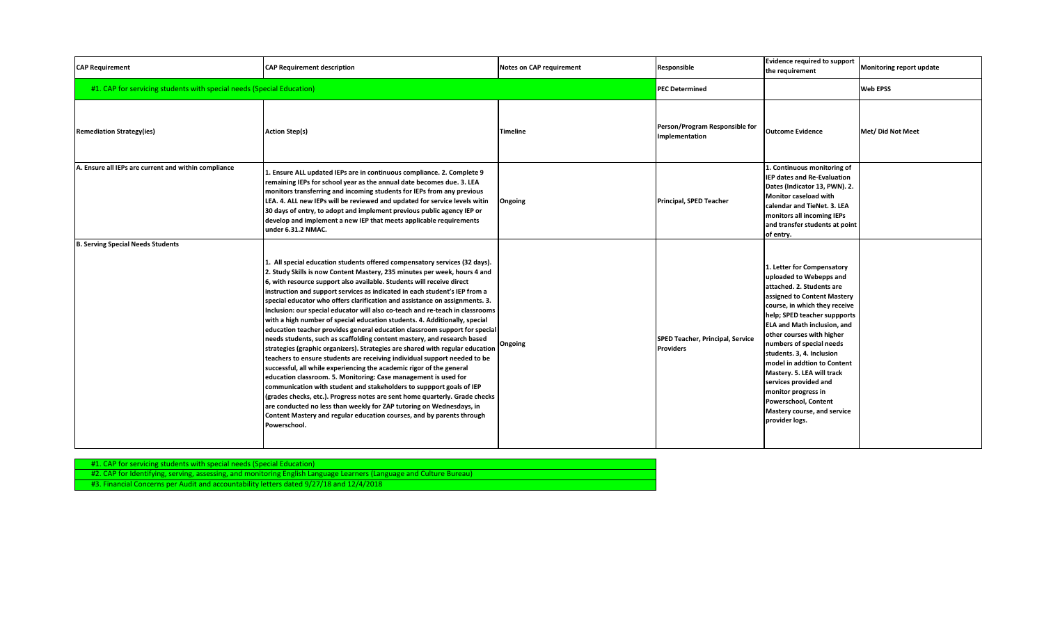| CAP Requirement | CAP Requirement description | Notes on CAP requirement | Responsible | Evidence required to support the requirement | Monitoring report update |
|---|---|---|---|---|---|
| #1. CAP for servicing students with special needs (Special Education) | | | PEC Determined | | Web EPSS |
| **Remediation Strategy(ies)** | **Action Step(s)** | **Timeline** | **Person/Program Responsible for Implementation** | **Outcome Evidence** | **Met/ Did Not Meet** |
| A. Ensure all IEPs are current and within compliance | 1. Ensure ALL updated IEPs are in continuous compliance. 2. Complete 9 remaining IEPs for school year as the annual date becomes due. 3. LEA monitors transferring and incoming students for IEPs from any previous LEA. 4. ALL new IEPs will be reviewed and updated for service levels witin 30 days of entry, to adopt and implement previous public agency IEP or develop and implement a new IEP that meets applicable requirements under 6.31.2 NMAC. | Ongoing | Principal, SPED Teacher | 1. Continuous monitoring of IEP dates and Re-Evaluation Dates (Indicator 13, PWN). 2. Monitor caseload with calendar and TieNet. 3. LEA monitors all incoming IEPs and transfer students at point of entry. | |
| B. Serving Special Needs Students | 1. All special education students offered compensatory services (32 days). 2. Study Skills is now Content Mastery, 235 minutes per week, hours 4 and 6, with resource support also available. Students will receive direct instruction and support services as indicated in each student's IEP from a special educator who offers clarification and assistance on assignments. 3. Inclusion: our special educator will also co-teach and re-teach in classrooms with a high number of special education students. 4. Additionally, special education teacher provides general education classroom support for special needs students, such as scaffolding content mastery, and research based strategies (graphic organizers). Strategies are shared with regular education teachers to ensure students are receiving individual support needed to be successful, all while experiencing the academic rigor of the general education classroom. 5. Monitoring: Case management is used for communication with student and stakeholders to suppport goals of IEP (grades checks, etc.). Progress notes are sent home quarterly. Grade checks are conducted no less than weekly for ZAP tutoring on Wednesdays, in Content Mastery and regular education courses, and by parents through Powerschool. | Ongoing | SPED Teacher, Principal, Service Providers | 1. Letter for Compensatory uploaded to Webepps and attached. 2. Students are assigned to Content Mastery course, in which they receive help; SPED teacher suppports ELA and Math inclusion, and other courses with higher numbers of special needs students. 3, 4. Inclusion model in addtion to Content Mastery. 5. LEA will track services provided and monitor progress in Powerschool, Content Mastery course, and service provider logs. | |

#1. CAP for servicing students with special needs (Special Education)

#2. CAP for Identifying, serving, assessing, and monitoring English Language Learners (Language and Culture Bureau)

#3. Financial Concerns per Audit and accountability letters dated 9/27/18 and 12/4/2018